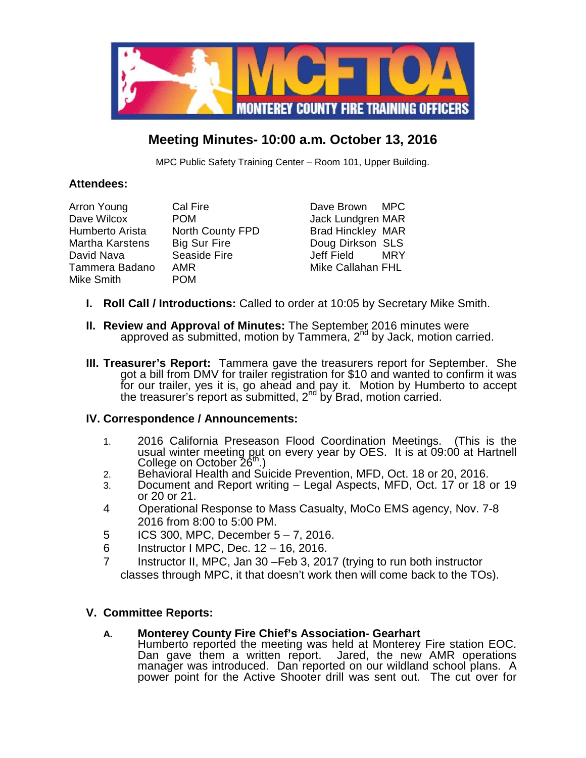# MCFTOA MONTEREY COUNTY FIRE TRAINING OFFICERS

## Meeting Minutes- 10:00 a.m. October 13, 2016

MPC Public Safety Training Center – Room 101, Upper Building.

**Attendees:**

| | | | |
|---|---|---|---|
| Arron Young | Cal Fire | Dave Brown | MPC |
| Dave Wilcox | POM | Jack Lundgren | MAR |
| Humberto Arista | North County FPD | Brad Hinckley | MAR |
| Martha Karstens | Big Sur Fire | Doug Dirkson | SLS |
| David Nava | Seaside Fire | Jeff Field | MRY |
| Tammera Badano | AMR | Mike Callahan | FHL |
| Mike Smith | POM | | |

**I. Roll Call / Introductions:** Called to order at 10:05 by Secretary Mike Smith.

**II. Review and Approval of Minutes:** The September 2016 minutes were approved as submitted, motion by Tammera, 2nd by Jack, motion carried.

**III. Treasurer's Report:** Tammera gave the treasurers report for September. She got a bill from DMV for trailer registration for $10 and wanted to confirm it was for our trailer, yes it is, go ahead and pay it. Motion by Humberto to accept the treasurer's report as submitted, 2nd by Brad, motion carried.

**IV. Correspondence / Announcements:**

1. 2016 California Preseason Flood Coordination Meetings. (This is the usual winter meeting put on every year by OES. It is at 09:00 at Hartnell College on October 26th.)
2. Behavioral Health and Suicide Prevention, MFD, Oct. 18 or 20, 2016.
3. Document and Report writing – Legal Aspects, MFD, Oct. 17 or 18 or 19 or 20 or 21.
4. Operational Response to Mass Casualty, MoCo EMS agency, Nov. 7-8 2016 from 8:00 to 5:00 PM.
5. ICS 300, MPC, December 5 – 7, 2016.
6. Instructor I MPC, Dec. 12 – 16, 2016.
7. Instructor II, MPC, Jan 30 –Feb 3, 2017 (trying to run both instructor classes through MPC, it that doesn't work then will come back to the TOs).

**V. Committee Reports:**

**A. Monterey County Fire Chief's Association- Gearhart**
Humberto reported the meeting was held at Monterey Fire station EOC. Dan gave them a written report. Jared, the new AMR operations manager was introduced. Dan reported on our wildland school plans. A power point for the Active Shooter drill was sent out. The cut over for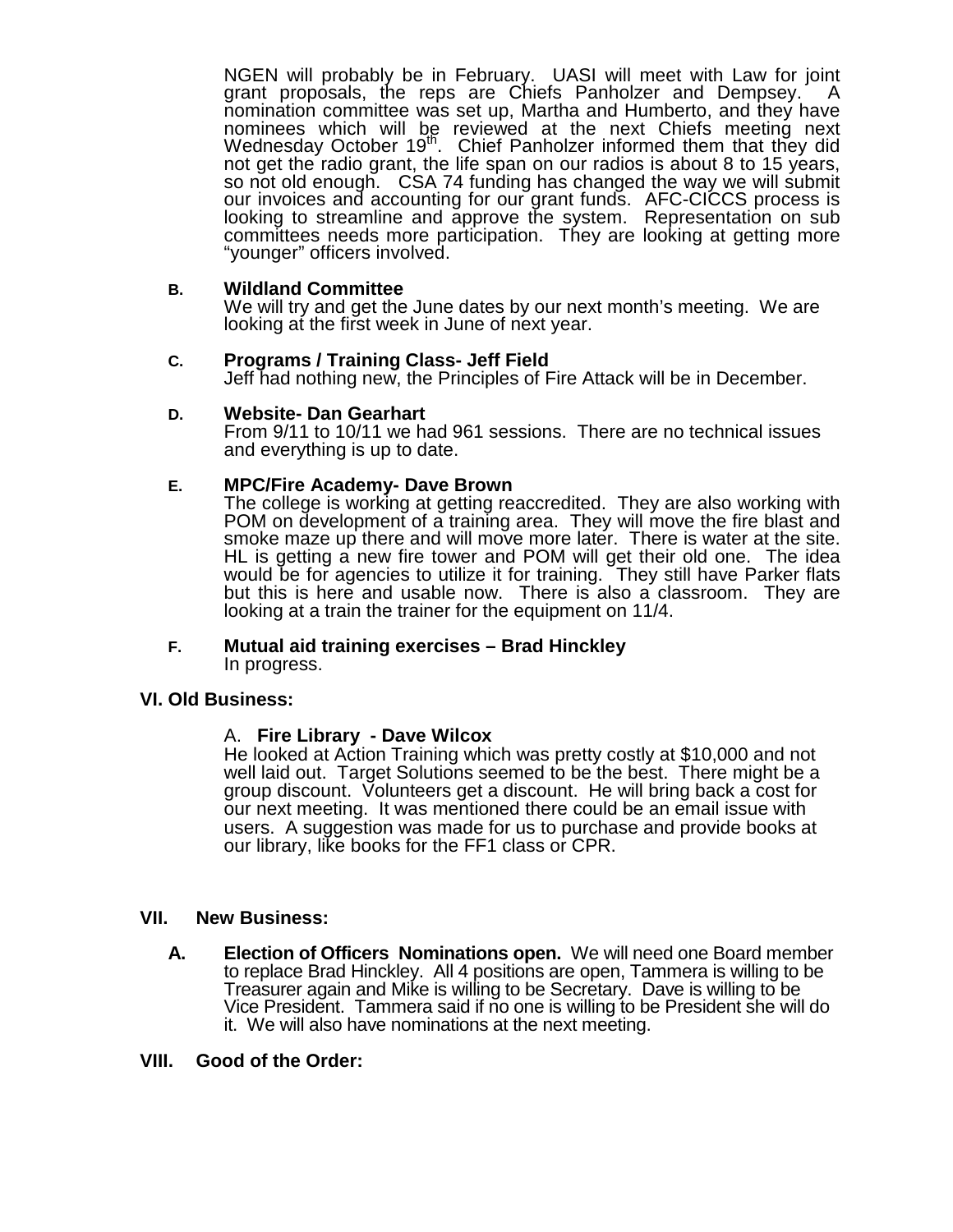NGEN will probably be in February. UASI will meet with Law for joint grant proposals, the reps are Chiefs Panholzer and Dempsey. A nomination committee was set up, Martha and Humberto, and they have nominees which will be reviewed at the next Chiefs meeting next Wednesday October 19th. Chief Panholzer informed them that they did not get the radio grant, the life span on our radios is about 8 to 15 years, so not old enough. CSA 74 funding has changed the way we will submit our invoices and accounting for our grant funds. AFC-CICCS process is looking to streamline and approve the system. Representation on sub committees needs more participation. They are looking at getting more "younger" officers involved.

**B. Wildland Committee**

We will try and get the June dates by our next month's meeting. We are looking at the first week in June of next year.

**C. Programs / Training Class- Jeff Field**

Jeff had nothing new, the Principles of Fire Attack will be in December.

**D. Website- Dan Gearhart**

From 9/11 to 10/11 we had 961 sessions. There are no technical issues and everything is up to date.

**E. MPC/Fire Academy- Dave Brown**

The college is working at getting reaccredited. They are also working with POM on development of a training area. They will move the fire blast and smoke maze up there and will move more later. There is water at the site. HL is getting a new fire tower and POM will get their old one. The idea would be for agencies to utilize it for training. They still have Parker flats but this is here and usable now. There is also a classroom. They are looking at a train the trainer for the equipment on 11/4.

**F. Mutual aid training exercises – Brad Hinckley**

In progress.

## VI. Old Business:

A. **Fire Library - Dave Wilcox**

He looked at Action Training which was pretty costly at $10,000 and not well laid out. Target Solutions seemed to be the best. There might be a group discount. Volunteers get a discount. He will bring back a cost for our next meeting. It was mentioned there could be an email issue with users. A suggestion was made for us to purchase and provide books at our library, like books for the FF1 class or CPR.

## VII. New Business:

**A. Election of Officers Nominations open.** We will need one Board member to replace Brad Hinckley. All 4 positions are open, Tammera is willing to be Treasurer again and Mike is willing to be Secretary. Dave is willing to be Vice President. Tammera said if no one is willing to be President she will do it. We will also have nominations at the next meeting.

## VIII. Good of the Order: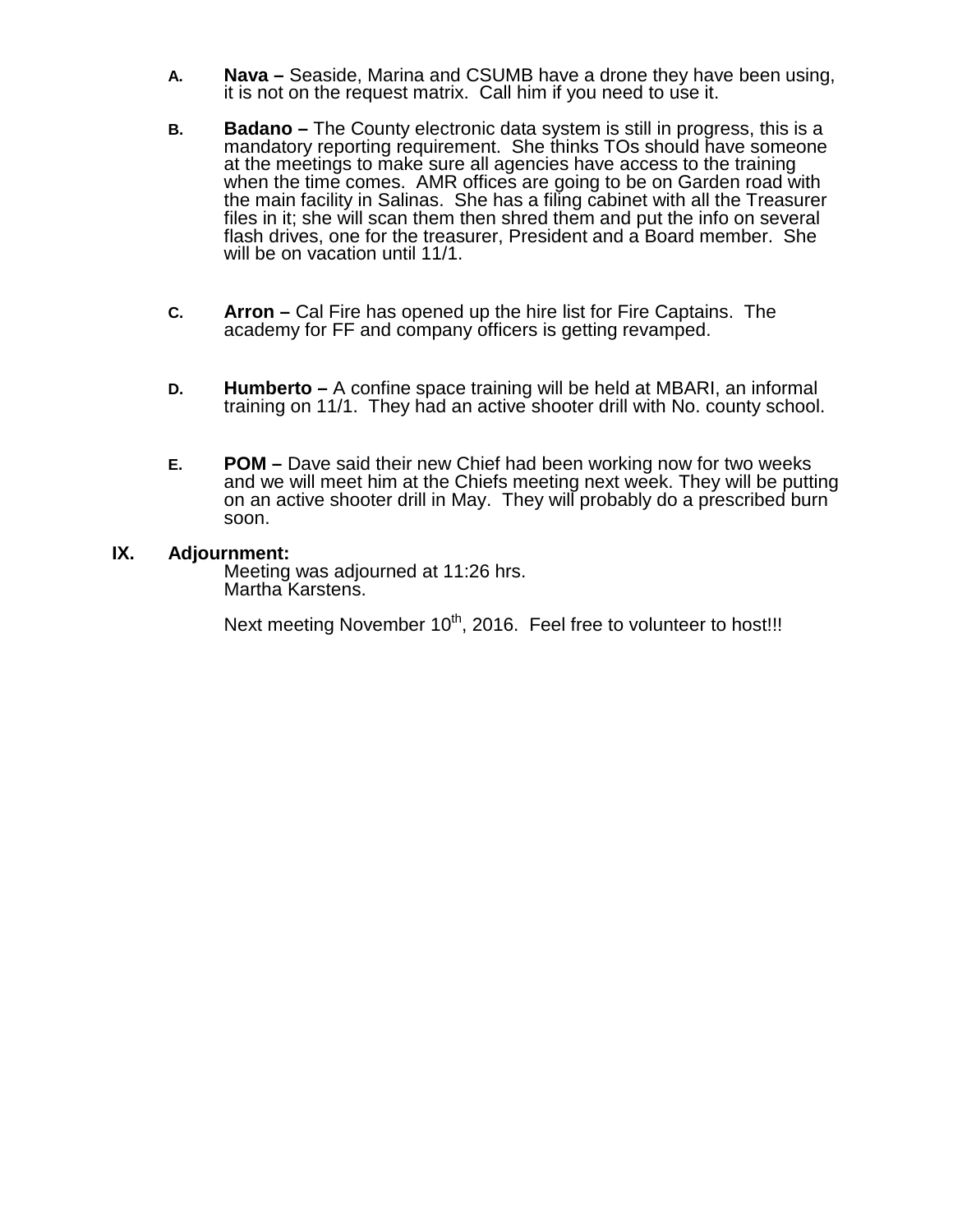A. **Nava –** Seaside, Marina and CSUMB have a drone they have been using, it is not on the request matrix. Call him if you need to use it.

B. **Badano –** The County electronic data system is still in progress, this is a mandatory reporting requirement. She thinks TOs should have someone at the meetings to make sure all agencies have access to the training when the time comes. AMR offices are going to be on Garden road with the main facility in Salinas. She has a filing cabinet with all the Treasurer files in it; she will scan them then shred them and put the info on several flash drives, one for the treasurer, President and a Board member. She will be on vacation until 11/1.

C. **Arron –** Cal Fire has opened up the hire list for Fire Captains. The academy for FF and company officers is getting revamped.

D. **Humberto –** A confine space training will be held at MBARI, an informal training on 11/1. They had an active shooter drill with No. county school.

E. **POM –** Dave said their new Chief had been working now for two weeks and we will meet him at the Chiefs meeting next week. They will be putting on an active shooter drill in May. They will probably do a prescribed burn soon.

## IX. Adjournment:

Meeting was adjourned at 11:26 hrs.
Martha Karstens.

Next meeting November 10th, 2016. Feel free to volunteer to host!!!